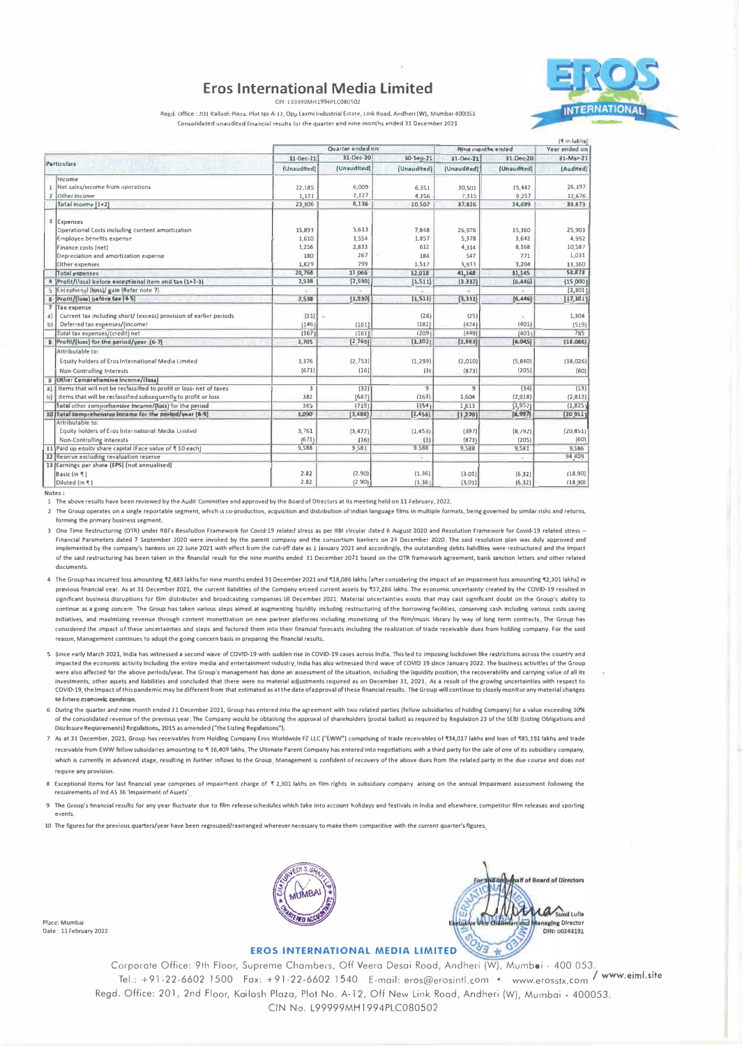# Eros International Media Limited

CIN: L99999MH1994PLC080502

Regd. Office: 201 Kailash Plaza, Plot No A-12, Opp Laxmi Industrial Estate, Link Road, Andheri (W), Mumbai 400053

Consolidated unaudited financial results for the quarter and nine months ended 31 December 2021

(₹ in lakhs)

| | Particulars | Quarter ended on | | | Nine months ended | | Year ended on |
|---|---|---|---|---|---|---|---|
| | | 31-Dec-21 | 31-Dec-20 | 30-Sep-21 | 31-Dec-21 | 31-Dec-20 | 31-Mar-21 |
| | | (Unaudited) | (Unaudited) | (Unaudited) | (Unaudited) | (Unaudited) | (Audited) |
| | Income | | | | | | |
| 1 | Net sales/income from operations | 22,185 | 6,009 | 6,351 | 30,501 | 15,442 | 26,197 |
| 2 | Other Income | 1,121 | 2,127 | 4,156 | 7,315 | 9,257 | 12,676 |
| | Total income (1+2) | 23,306 | 8,136 | 10,507 | 37,816 | 24,699 | 38,873 |
| 3 | Expenses | | | | | | |
| | Operational Costs including content amortization | 15,893 | 5,613 | 7,848 | 26,976 | 15,360 | 25,903 |
| | Employee benefits expense | 1,610 | 1,554 | 1,857 | 5,378 | 3,642 | 4,992 |
| | Finance costs (net) | 1,256 | 2,833 | 612 | 4,314 | 8,168 | 10,587 |
| | Depreciation and amortization expense | 180 | 267 | 184 | 547 | 771 | 1,031 |
| | Other expenses | 1,829 | 799 | 1,517 | 3,933 | 3,204 | 11,360 |
| | Total expenses | 20,768 | 11,066 | 12,018 | 41,148 | 31,145 | 53,873 |
| 4 | Profit/(loss) before exceptional item and tax (1+2-3) | 2,538 | (2,930) | (1,511) | (3,332) | (6,446) | (15,000) |
| 5 | Exceptional (loss)/ gain (Refer note 7) | - | - | - | - | - | (2,301) |
| 6 | Profit/(loss) before tax (4-5) | 2,538 | (2,930) | (1,511) | (3,332) | (6,446) | (17,301) |
| 7 | Tax expense | | | | | | |
| a) | Current tax including short/ (excess) provision of earlier periods | (21) | - | (28) | (25) | - | 1,304 |
| b) | Deferred tax expenses/(income) | (146) | (161) | (181) | (424) | (401) | (519) |
| | Total tax expenses/(credit) net | (167) | (161) | (209) | (449) | (401) | 785 |
| 8 | Profit/(loss) for the period/year (6-7) | 2,705 | (2,769) | (1,302) | (2,883) | (6,045) | (18,086) |
| | Attributable to: | | | | | | |
| | Equity holders of Eros International Media Limited | 3,376 | (2,753) | (1,299) | (2,010) | (5,840) | (18,026) |
| | Non-Controlling Interests | (671) | (16) | (3) | (873) | (205) | (60) |
| 9 | Other Comprehensive Income/(loss) | | | | | | |
| a) | Items that will not be reclassified to profit or loss- net of taxes | 3 | (32) | 9 | 9 | (34) | (13) |
| b) | Items that will be reclassified subsequently to profit or loss | 382 | (687) | (163) | 1,604 | (2,918) | (2,812) |
| | Total other comprehensive Income/(loss) for the period | 385 | (719) | (154) | 1,613 | (2,952) | (2,825) |
| 10 | Total comprehensive income for the period/year (8-9) | 3,090 | (3,488) | (1,456) | (1,270) | (8,997) | (20,911) |
| | Attributable to: | | | | | | |
| | Equity holders of Eros International Media Limited | 3,761 | (3,472) | (1,453) | (397) | (8,792) | (20,851) |
| | Non-Controlling Interests | (671) | (16) | (3) | (873) | (205) | (60) |
| 11 | Paid up equity share capital (Face value of ₹ 10 each) | 9,588 | 9,581 | 9,588 | 9,588 | 9,581 | 9,586 |
| 12 | Reserve excluding revaluation reserve | | | - | | - | 94,409 |
| 13 | Earnings per share (EPS) (not annualised) | | | | | | |
| | Basic (in ₹) | 2.82 | (2.90) | (1.36) | (3.01) | (6.32) | (18.90) |
| | Diluted (in ₹) | 2.82 | (2.90) | (1.36) | (3.01) | (6.32) | (18.90) |

Notes :

1. The above results have been reviewed by the Audit Committee and approved by the Board of Directors at its meeting held on 11 February, 2022.
2. The Group operates on a single reportable segment, which is co-production, acquisition and distribution of Indian language films in multiple formats, being governed by similar risks and returns, forming the primary business segment.
3. One Time Restructuring (OTR) under RBI's Resolution Framework for Covid-19 related stress as per RBI circular dated 6 August 2020 and Resolution Framework for Covid-19 related stress – Financial Parameters dated 7 September 2020 were invoked by the parent company and the consortium bankers on 24 December 2020. The said resolution plan was duly approved and implemented by the company's bankers on 22 June 2021 with effect from the cut-off date as 1 January 2021 and accordingly, the outstanding debts liabilities were restructured and the impact of the said restructuring has been taken in the financial result for the nine months ended 31 December 2021 based on the OTR framework agreement, bank sanction letters and other related documents.
4. The Group has incurred loss amounting ₹2,883 lakhs for nine months ended 31 December 2021 and ₹18,086 lakhs [after considering the impact of an impairment loss amounting ₹2,301 lakhs] in previous financial year. As at 31 December 2021, the current liabilities of the Company exceed current assets by ₹37,266 lakhs. The economic uncertainty created by the COVID-19 resulted in significant business disruptions for film distributer and broadcasting companies till December 2021. Material uncertainties exists that may cast significant doubt on the Group's ability to continue as a going concern. The Group has taken various steps aimed at augmenting liquidity including restructuring of the borrowing facilities, conserving cash including various costs saving initiatives, and maximizing revenue through content monetization on new partner platforms including monetizing of the film/music library by way of long term contracts. The Group has considered the impact of these uncertainties and steps and factored them into their financial forecasts including the realization of trade receivable dues from holding company. For the said reason, Management continues to adopt the going concern basis in preparing the financial results.
5. Since early March 2021, India has witnessed a second wave of COVID-19 with sudden rise in COVID-19 cases across India. This led to imposing lockdown like restrictions across the country and impacted the economic activity including the entire media and entertainment industry. India has also witnessed third wave of COVID 19 since January 2022. The business activities of the Group were also affected for the above periods/year. The Group's management has done an assessment of the situation, including the liquidity position, the recoverability and carrying value of all its investments, other assets and liabilities and concluded that there were no material adjustments required as on December 31, 2021. As a result of the growing uncertainties with respect to COVID-19, the impact of this pandemic may be different from that estimated as at the date of approval of these financial results. The Group will continue to closely monitor any material changes to future economic condition.
6. During the quarter and nine month ended 31 December 2021, Group has entered into the agreement with two related parties (fellow subsidiaries of holding Company) for a value exceeding 10% of the consolidated revenue of the previous year. The Company would be obtaining the approval of shareholders (postal ballot) as required by Regulation 23 of the SEBI (Listing Obligations and Disclosure Requirements) Regulations, 2015 as amended ("the Listing Regulations").
7. As at 31 December, 2021, Group has receivables from Holding Company Eros Worldwide FZ LLC ("EWW") comprising of trade receivables of ₹34,017 lakhs and loan of ₹85,191 lakhs and trade receivable from EWW fellow subsidaries amounting to ₹ 16,409 lakhs. The Ultimate Parent Company has entered into negotiations with a third party for the sale of one of its subsidiary company, which is currently in advanced stage, resulting in further inflows to the Group. Management is confident of recovery of the above dues from the related party in the due course and does not require any provision.
8. Exceptional items for last financial year comprises of impairment charge of ₹ 2,301 lakhs on film rights in subsidiary company arising on the annual impairment assessment following the requirements of Ind AS 36 'Impairment of Assets'.
9. The Group's financial results for any year fluctuate due to film release schedules which take into account holidays and festivals in India and elsewhere, competitor film releases and sporting events.
10. The figures for the previous quarters/year have been regrouped/rearranged wherever necessary to make them comparitive with the current quarter's figures.

For and on behalf of Board of Directors

Sunil Lulla
Executive Vice Chairman and Managing Director
DIN: 00243191

Place: Mumbai
Date: 11 February 2022

**EROS INTERNATIONAL MEDIA LIMITED**

Corporate Office: 9th Floor, Supreme Chambers, Off Veera Desai Road, Andheri (W), Mumbai - 400 053.
Tel.: +91-22-6602 1500 Fax: +91-22-6602 1540 E-mail: eros@erosintl.com • www.erosstx.com / www.eiml.site
Regd. Office: 201, 2nd Floor, Kailash Plaza, Plot No. A-12, Off New Link Road, Andheri (W), Mumbai - 400053.
CIN No. L99999MH1994PLC080502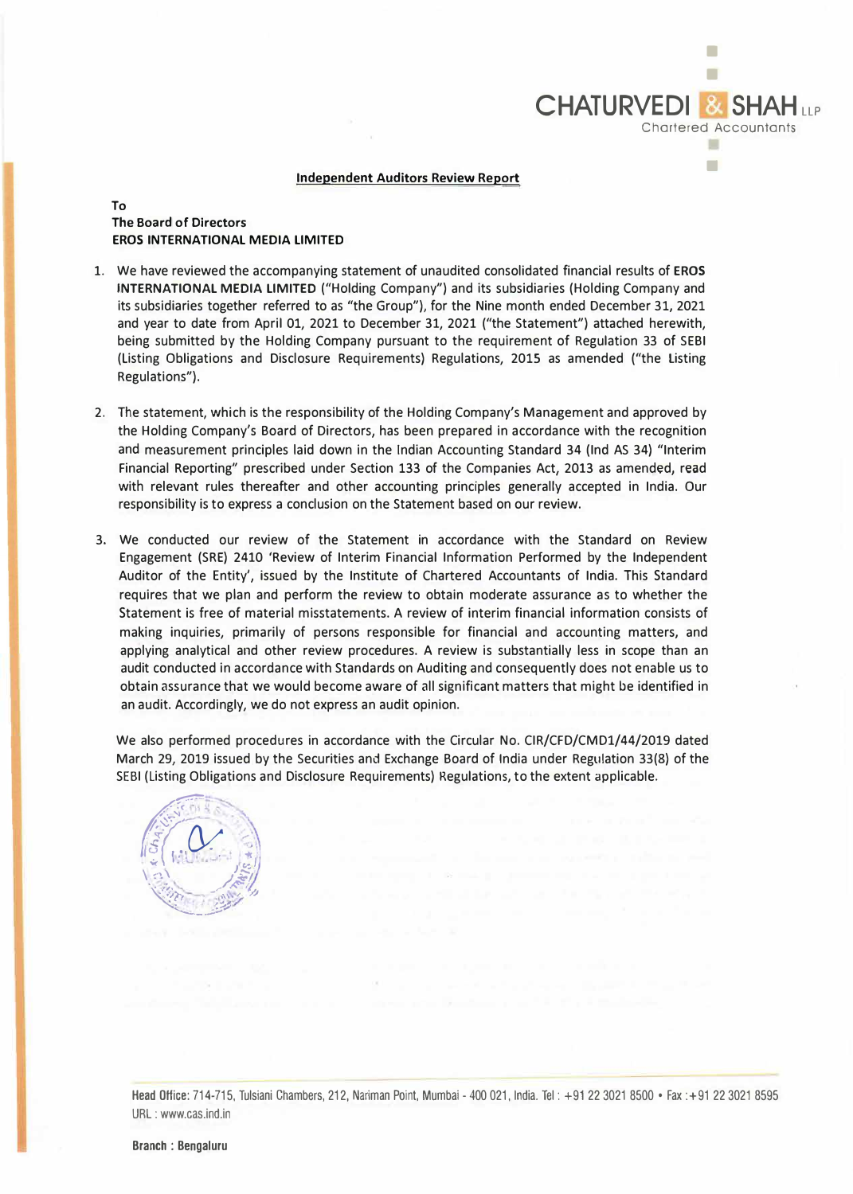**Independent Auditors Review Report**

**To**
**The Board of Directors**
**EROS INTERNATIONAL MEDIA LIMITED**

1. We have reviewed the accompanying statement of unaudited consolidated financial results of **EROS INTERNATIONAL MEDIA LIMITED** ("Holding Company") and its subsidiaries (Holding Company and its subsidiaries together referred to as "the Group"), for the Nine month ended December 31, 2021 and year to date from April 01, 2021 to December 31, 2021 ("the Statement") attached herewith, being submitted by the Holding Company pursuant to the requirement of Regulation 33 of SEBI (Listing Obligations and Disclosure Requirements) Regulations, 2015 as amended ("the Listing Regulations").

2. The statement, which is the responsibility of the Holding Company's Management and approved by the Holding Company's Board of Directors, has been prepared in accordance with the recognition and measurement principles laid down in the Indian Accounting Standard 34 (Ind AS 34) "Interim Financial Reporting" prescribed under Section 133 of the Companies Act, 2013 as amended, read with relevant rules thereafter and other accounting principles generally accepted in India. Our responsibility is to express a conclusion on the Statement based on our review.

3. We conducted our review of the Statement in accordance with the Standard on Review Engagement (SRE) 2410 'Review of Interim Financial Information Performed by the Independent Auditor of the Entity', issued by the Institute of Chartered Accountants of India. This Standard requires that we plan and perform the review to obtain moderate assurance as to whether the Statement is free of material misstatements. A review of interim financial information consists of making inquiries, primarily of persons responsible for financial and accounting matters, and applying analytical and other review procedures. A review is substantially less in scope than an audit conducted in accordance with Standards on Auditing and consequently does not enable us to obtain assurance that we would become aware of all significant matters that might be identified in an audit. Accordingly, we do not express an audit opinion.

   We also performed procedures in accordance with the Circular No. CIR/CFD/CMD1/44/2019 dated March 29, 2019 issued by the Securities and Exchange Board of India under Regulation 33(8) of the SEBI (Listing Obligations and Disclosure Requirements) Regulations, to the extent applicable.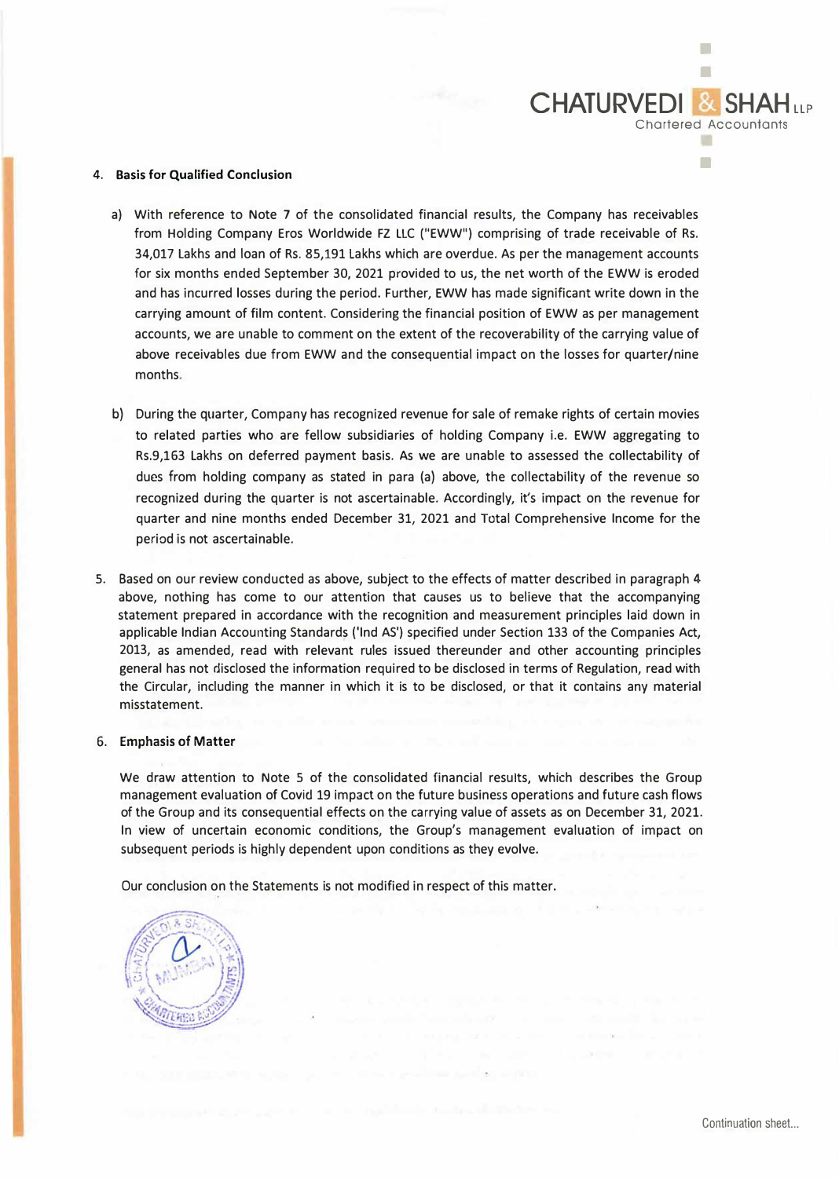4. **Basis for Qualified Conclusion**

   a) With reference to Note 7 of the consolidated financial results, the Company has receivables from Holding Company Eros Worldwide FZ LLC ("EWW") comprising of trade receivable of Rs. 34,017 Lakhs and loan of Rs. 85,191 Lakhs which are overdue. As per the management accounts for six months ended September 30, 2021 provided to us, the net worth of the EWW is eroded and has incurred losses during the period. Further, EWW has made significant write down in the carrying amount of film content. Considering the financial position of EWW as per management accounts, we are unable to comment on the extent of the recoverability of the carrying value of above receivables due from EWW and the consequential impact on the losses for quarter/nine months.

   b) During the quarter, Company has recognized revenue for sale of remake rights of certain movies to related parties who are fellow subsidiaries of holding Company i.e. EWW aggregating to Rs.9,163 Lakhs on deferred payment basis. As we are unable to assessed the collectability of dues from holding company as stated in para (a) above, the collectability of the revenue so recognized during the quarter is not ascertainable. Accordingly, it's impact on the revenue for quarter and nine months ended December 31, 2021 and Total Comprehensive Income for the period is not ascertainable.

5. Based on our review conducted as above, subject to the effects of matter described in paragraph 4 above, nothing has come to our attention that causes us to believe that the accompanying statement prepared in accordance with the recognition and measurement principles laid down in applicable Indian Accounting Standards ('Ind AS') specified under Section 133 of the Companies Act, 2013, as amended, read with relevant rules issued thereunder and other accounting principles general has not disclosed the information required to be disclosed in terms of Regulation, read with the Circular, including the manner in which it is to be disclosed, or that it contains any material misstatement.

6. **Emphasis of Matter**

   We draw attention to Note 5 of the consolidated financial results, which describes the Group management evaluation of Covid 19 impact on the future business operations and future cash flows of the Group and its consequential effects on the carrying value of assets as on December 31, 2021. In view of uncertain economic conditions, the Group's management evaluation of impact on subsequent periods is highly dependent upon conditions as they evolve.

   Our conclusion on the Statements is not modified in respect of this matter.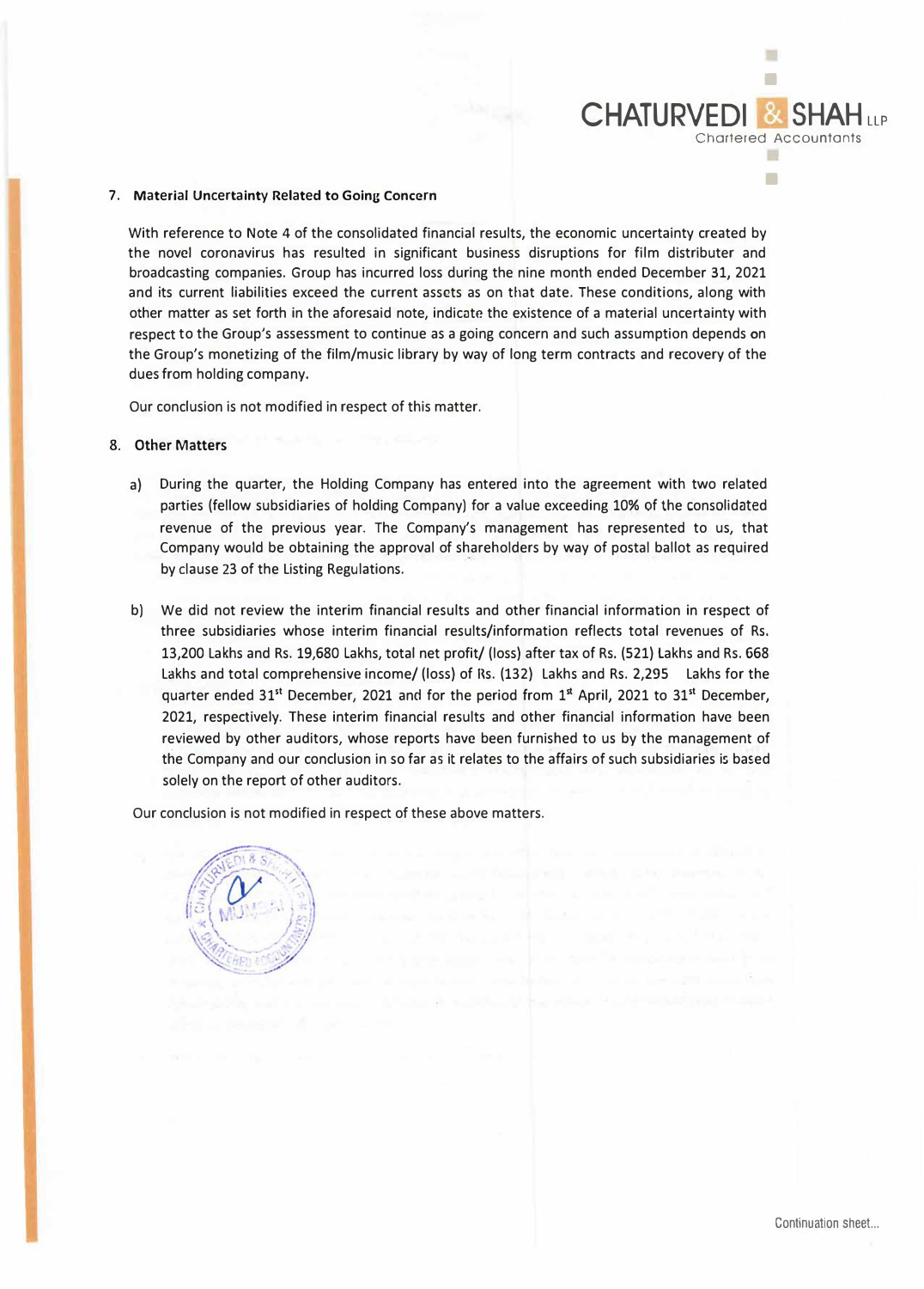7. **Material Uncertainty Related to Going Concern**

   With reference to Note 4 of the consolidated financial results, the economic uncertainty created by the novel coronavirus has resulted in significant business disruptions for film distributer and broadcasting companies. Group has incurred loss during the nine month ended December 31, 2021 and its current liabilities exceed the current assets as on that date. These conditions, along with other matter as set forth in the aforesaid note, indicate the existence of a material uncertainty with respect to the Group's assessment to continue as a going concern and such assumption depends on the Group's monetizing of the film/music library by way of long term contracts and recovery of the dues from holding company.

   Our conclusion is not modified in respect of this matter.

8. **Other Matters**

   a) During the quarter, the Holding Company has entered into the agreement with two related parties (fellow subsidiaries of holding Company) for a value exceeding 10% of the consolidated revenue of the previous year. The Company's management has represented to us, that Company would be obtaining the approval of shareholders by way of postal ballot as required by clause 23 of the Listing Regulations.

   b) We did not review the interim financial results and other financial information in respect of three subsidiaries whose interim financial results/information reflects total revenues of Rs. 13,200 Lakhs and Rs. 19,680 Lakhs, total net profit/ (loss) after tax of Rs. (521) Lakhs and Rs. 668 Lakhs and total comprehensive income/ (loss) of Rs. (132) Lakhs and Rs. 2,295 Lakhs for the quarter ended 31st December, 2021 and for the period from 1st April, 2021 to 31st December, 2021, respectively. These interim financial results and other financial information have been reviewed by other auditors, whose reports have been furnished to us by the management of the Company and our conclusion in so far as it relates to the affairs of such subsidiaries is based solely on the report of other auditors.

   Our conclusion is not modified in respect of these above matters.

Continuation sheet...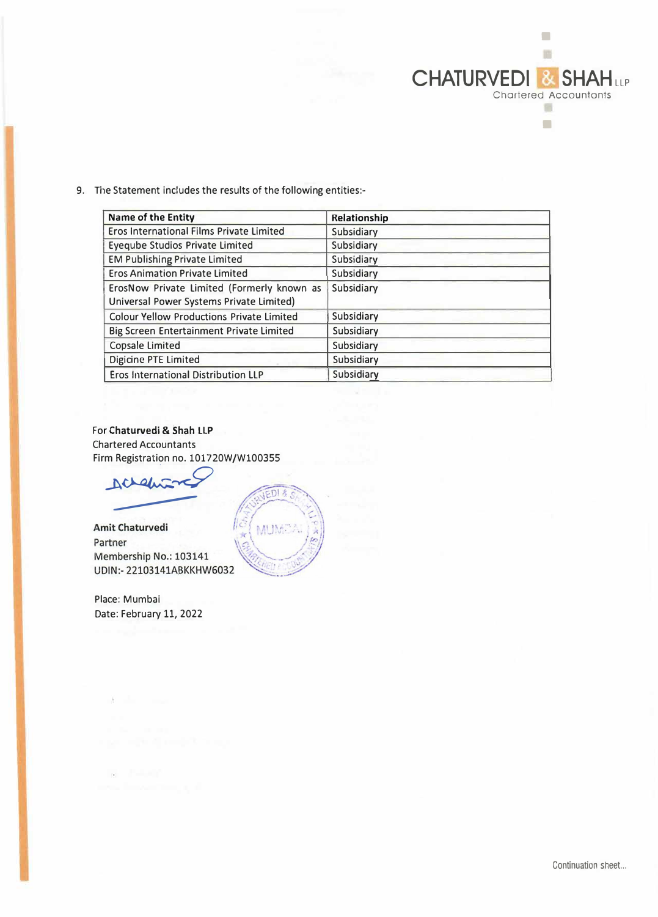9. The Statement includes the results of the following entities:-

| Name of the Entity | Relationship |
|---|---|
| Eros International Films Private Limited | Subsidiary |
| Eyeqube Studios Private Limited | Subsidiary |
| EM Publishing Private Limited | Subsidiary |
| Eros Animation Private Limited | Subsidiary |
| ErosNow Private Limited (Formerly known as Universal Power Systems Private Limited) | Subsidiary |
| Colour Yellow Productions Private Limited | Subsidiary |
| Big Screen Entertainment Private Limited | Subsidiary |
| Copsale Limited | Subsidiary |
| Digicine PTE Limited | Subsidiary |
| Eros International Distribution LLP | Subsidiary |

For **Chaturvedi & Shah LLP**
Chartered Accountants
Firm Registration no. 101720W/W100355

**Amit Chaturvedi**
Partner
Membership No.: 103141
UDIN:- 22103141ABKKHW6032

Place: Mumbai
Date: February 11, 2022